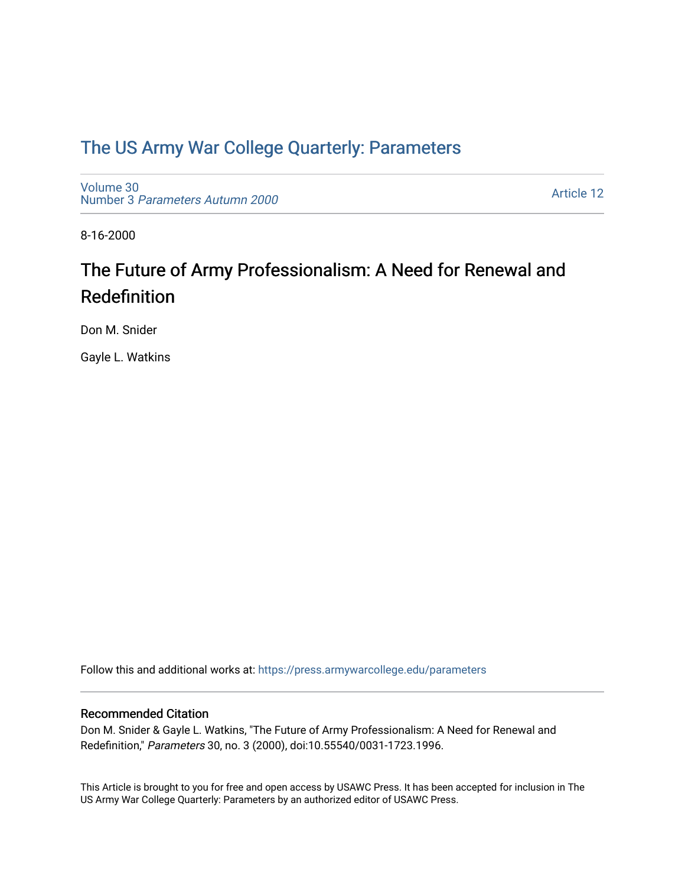# The US Army War College Quarterly: Parameters

Volume 30
Number 3 *Parameters Autumn 2000*

Article 12

8-16-2000

## The Future of Army Professionalism: A Need for Renewal and Redefinition

Don M. Snider

Gayle L. Watkins

Follow this and additional works at: https://press.armywarcollege.edu/parameters

### Recommended Citation

Don M. Snider & Gayle L. Watkins, "The Future of Army Professionalism: A Need for Renewal and Redefinition," *Parameters* 30, no. 3 (2000), doi:10.55540/0031-1723.1996.

This Article is brought to you for free and open access by USAWC Press. It has been accepted for inclusion in The US Army War College Quarterly: Parameters by an authorized editor of USAWC Press.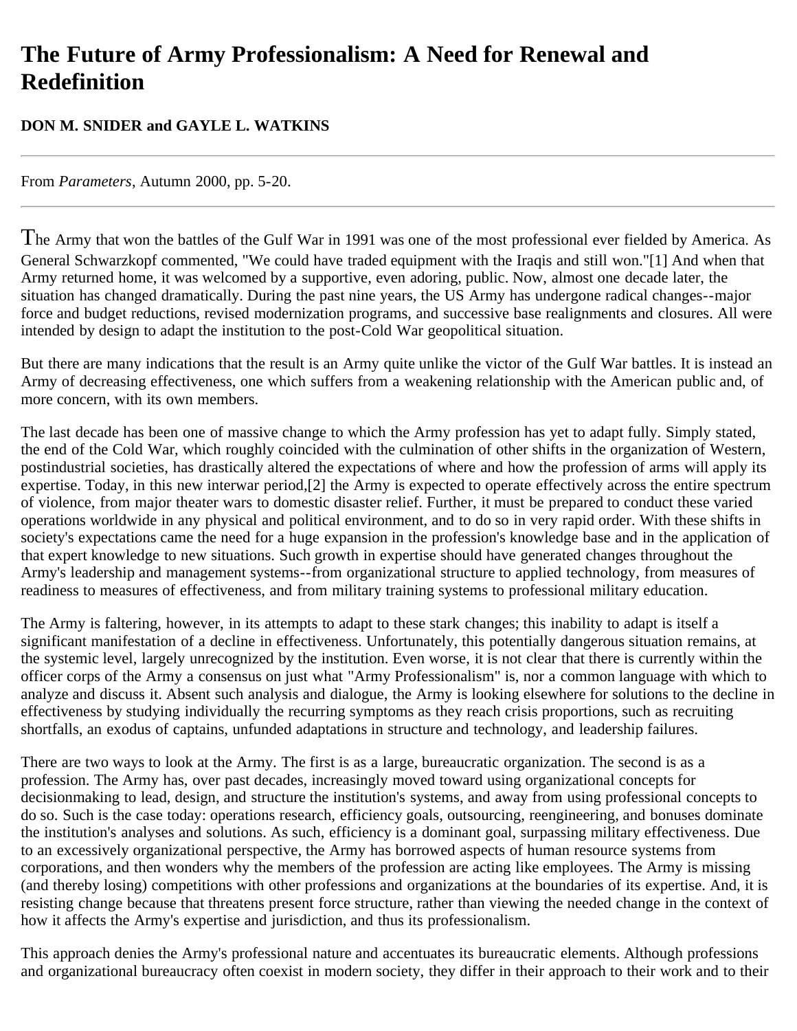# The Future of Army Professionalism: A Need for Renewal and Redefinition

**DON M. SNIDER and GAYLE L. WATKINS**

---

From *Parameters*, Autumn 2000, pp. 5-20.

---

The Army that won the battles of the Gulf War in 1991 was one of the most professional ever fielded by America. As General Schwarzkopf commented, "We could have traded equipment with the Iraqis and still won."[1] And when that Army returned home, it was welcomed by a supportive, even adoring, public. Now, almost one decade later, the situation has changed dramatically. During the past nine years, the US Army has undergone radical changes--major force and budget reductions, revised modernization programs, and successive base realignments and closures. All were intended by design to adapt the institution to the post-Cold War geopolitical situation.

But there are many indications that the result is an Army quite unlike the victor of the Gulf War battles. It is instead an Army of decreasing effectiveness, one which suffers from a weakening relationship with the American public and, of more concern, with its own members.

The last decade has been one of massive change to which the Army profession has yet to adapt fully. Simply stated, the end of the Cold War, which roughly coincided with the culmination of other shifts in the organization of Western, postindustrial societies, has drastically altered the expectations of where and how the profession of arms will apply its expertise. Today, in this new interwar period,[2] the Army is expected to operate effectively across the entire spectrum of violence, from major theater wars to domestic disaster relief. Further, it must be prepared to conduct these varied operations worldwide in any physical and political environment, and to do so in very rapid order. With these shifts in society's expectations came the need for a huge expansion in the profession's knowledge base and in the application of that expert knowledge to new situations. Such growth in expertise should have generated changes throughout the Army's leadership and management systems--from organizational structure to applied technology, from measures of readiness to measures of effectiveness, and from military training systems to professional military education.

The Army is faltering, however, in its attempts to adapt to these stark changes; this inability to adapt is itself a significant manifestation of a decline in effectiveness. Unfortunately, this potentially dangerous situation remains, at the systemic level, largely unrecognized by the institution. Even worse, it is not clear that there is currently within the officer corps of the Army a consensus on just what "Army Professionalism" is, nor a common language with which to analyze and discuss it. Absent such analysis and dialogue, the Army is looking elsewhere for solutions to the decline in effectiveness by studying individually the recurring symptoms as they reach crisis proportions, such as recruiting shortfalls, an exodus of captains, unfunded adaptations in structure and technology, and leadership failures.

There are two ways to look at the Army. The first is as a large, bureaucratic organization. The second is as a profession. The Army has, over past decades, increasingly moved toward using organizational concepts for decisionmaking to lead, design, and structure the institution's systems, and away from using professional concepts to do so. Such is the case today: operations research, efficiency goals, outsourcing, reengineering, and bonuses dominate the institution's analyses and solutions. As such, efficiency is a dominant goal, surpassing military effectiveness. Due to an excessively organizational perspective, the Army has borrowed aspects of human resource systems from corporations, and then wonders why the members of the profession are acting like employees. The Army is missing (and thereby losing) competitions with other professions and organizations at the boundaries of its expertise. And, it is resisting change because that threatens present force structure, rather than viewing the needed change in the context of how it affects the Army's expertise and jurisdiction, and thus its professionalism.

This approach denies the Army's professional nature and accentuates its bureaucratic elements. Although professions and organizational bureaucracy often coexist in modern society, they differ in their approach to their work and to their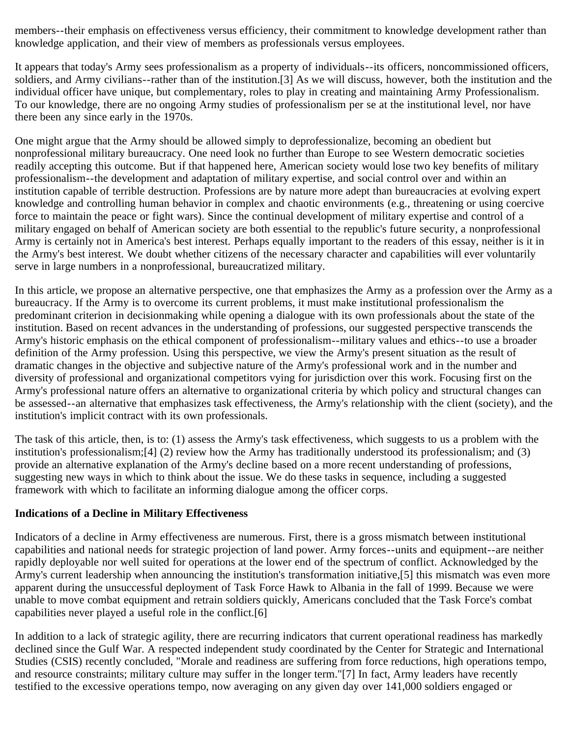members--their emphasis on effectiveness versus efficiency, their commitment to knowledge development rather than knowledge application, and their view of members as professionals versus employees.

It appears that today's Army sees professionalism as a property of individuals--its officers, noncommissioned officers, soldiers, and Army civilians--rather than of the institution.[3] As we will discuss, however, both the institution and the individual officer have unique, but complementary, roles to play in creating and maintaining Army Professionalism. To our knowledge, there are no ongoing Army studies of professionalism per se at the institutional level, nor have there been any since early in the 1970s.

One might argue that the Army should be allowed simply to deprofessionalize, becoming an obedient but nonprofessional military bureaucracy. One need look no further than Europe to see Western democratic societies readily accepting this outcome. But if that happened here, American society would lose two key benefits of military professionalism--the development and adaptation of military expertise, and social control over and within an institution capable of terrible destruction. Professions are by nature more adept than bureaucracies at evolving expert knowledge and controlling human behavior in complex and chaotic environments (e.g., threatening or using coercive force to maintain the peace or fight wars). Since the continual development of military expertise and control of a military engaged on behalf of American society are both essential to the republic's future security, a nonprofessional Army is certainly not in America's best interest. Perhaps equally important to the readers of this essay, neither is it in the Army's best interest. We doubt whether citizens of the necessary character and capabilities will ever voluntarily serve in large numbers in a nonprofessional, bureaucratized military.

In this article, we propose an alternative perspective, one that emphasizes the Army as a profession over the Army as a bureaucracy. If the Army is to overcome its current problems, it must make institutional professionalism the predominant criterion in decisionmaking while opening a dialogue with its own professionals about the state of the institution. Based on recent advances in the understanding of professions, our suggested perspective transcends the Army's historic emphasis on the ethical component of professionalism--military values and ethics--to use a broader definition of the Army profession. Using this perspective, we view the Army's present situation as the result of dramatic changes in the objective and subjective nature of the Army's professional work and in the number and diversity of professional and organizational competitors vying for jurisdiction over this work. Focusing first on the Army's professional nature offers an alternative to organizational criteria by which policy and structural changes can be assessed--an alternative that emphasizes task effectiveness, the Army's relationship with the client (society), and the institution's implicit contract with its own professionals.

The task of this article, then, is to: (1) assess the Army's task effectiveness, which suggests to us a problem with the institution's professionalism;[4] (2) review how the Army has traditionally understood its professionalism; and (3) provide an alternative explanation of the Army's decline based on a more recent understanding of professions, suggesting new ways in which to think about the issue. We do these tasks in sequence, including a suggested framework with which to facilitate an informing dialogue among the officer corps.

**Indications of a Decline in Military Effectiveness**

Indicators of a decline in Army effectiveness are numerous. First, there is a gross mismatch between institutional capabilities and national needs for strategic projection of land power. Army forces--units and equipment--are neither rapidly deployable nor well suited for operations at the lower end of the spectrum of conflict. Acknowledged by the Army's current leadership when announcing the institution's transformation initiative,[5] this mismatch was even more apparent during the unsuccessful deployment of Task Force Hawk to Albania in the fall of 1999. Because we were unable to move combat equipment and retrain soldiers quickly, Americans concluded that the Task Force's combat capabilities never played a useful role in the conflict.[6]

In addition to a lack of strategic agility, there are recurring indicators that current operational readiness has markedly declined since the Gulf War. A respected independent study coordinated by the Center for Strategic and International Studies (CSIS) recently concluded, "Morale and readiness are suffering from force reductions, high operations tempo, and resource constraints; military culture may suffer in the longer term."[7] In fact, Army leaders have recently testified to the excessive operations tempo, now averaging on any given day over 141,000 soldiers engaged or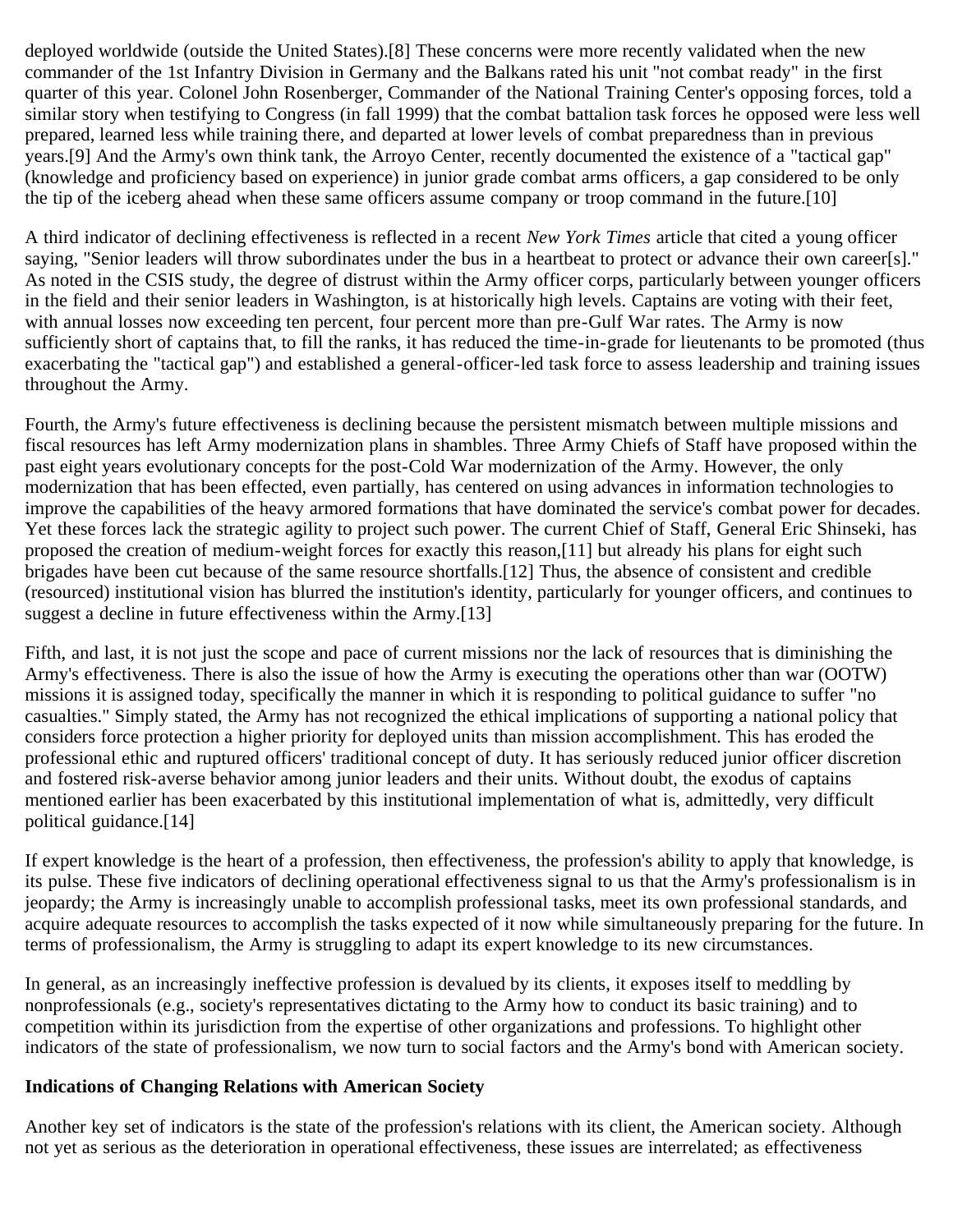deployed worldwide (outside the United States).[8] These concerns were more recently validated when the new commander of the 1st Infantry Division in Germany and the Balkans rated his unit "not combat ready" in the first quarter of this year. Colonel John Rosenberger, Commander of the National Training Center's opposing forces, told a similar story when testifying to Congress (in fall 1999) that the combat battalion task forces he opposed were less well prepared, learned less while training there, and departed at lower levels of combat preparedness than in previous years.[9] And the Army's own think tank, the Arroyo Center, recently documented the existence of a "tactical gap" (knowledge and proficiency based on experience) in junior grade combat arms officers, a gap considered to be only the tip of the iceberg ahead when these same officers assume company or troop command in the future.[10]

A third indicator of declining effectiveness is reflected in a recent *New York Times* article that cited a young officer saying, "Senior leaders will throw subordinates under the bus in a heartbeat to protect or advance their own career[s]." As noted in the CSIS study, the degree of distrust within the Army officer corps, particularly between younger officers in the field and their senior leaders in Washington, is at historically high levels. Captains are voting with their feet, with annual losses now exceeding ten percent, four percent more than pre-Gulf War rates. The Army is now sufficiently short of captains that, to fill the ranks, it has reduced the time-in-grade for lieutenants to be promoted (thus exacerbating the "tactical gap") and established a general-officer-led task force to assess leadership and training issues throughout the Army.

Fourth, the Army's future effectiveness is declining because the persistent mismatch between multiple missions and fiscal resources has left Army modernization plans in shambles. Three Army Chiefs of Staff have proposed within the past eight years evolutionary concepts for the post-Cold War modernization of the Army. However, the only modernization that has been effected, even partially, has centered on using advances in information technologies to improve the capabilities of the heavy armored formations that have dominated the service's combat power for decades. Yet these forces lack the strategic agility to project such power. The current Chief of Staff, General Eric Shinseki, has proposed the creation of medium-weight forces for exactly this reason,[11] but already his plans for eight such brigades have been cut because of the same resource shortfalls.[12] Thus, the absence of consistent and credible (resourced) institutional vision has blurred the institution's identity, particularly for younger officers, and continues to suggest a decline in future effectiveness within the Army.[13]

Fifth, and last, it is not just the scope and pace of current missions nor the lack of resources that is diminishing the Army's effectiveness. There is also the issue of how the Army is executing the operations other than war (OOTW) missions it is assigned today, specifically the manner in which it is responding to political guidance to suffer "no casualties." Simply stated, the Army has not recognized the ethical implications of supporting a national policy that considers force protection a higher priority for deployed units than mission accomplishment. This has eroded the professional ethic and ruptured officers' traditional concept of duty. It has seriously reduced junior officer discretion and fostered risk-averse behavior among junior leaders and their units. Without doubt, the exodus of captains mentioned earlier has been exacerbated by this institutional implementation of what is, admittedly, very difficult political guidance.[14]

If expert knowledge is the heart of a profession, then effectiveness, the profession's ability to apply that knowledge, is its pulse. These five indicators of declining operational effectiveness signal to us that the Army's professionalism is in jeopardy; the Army is increasingly unable to accomplish professional tasks, meet its own professional standards, and acquire adequate resources to accomplish the tasks expected of it now while simultaneously preparing for the future. In terms of professionalism, the Army is struggling to adapt its expert knowledge to its new circumstances.

In general, as an increasingly ineffective profession is devalued by its clients, it exposes itself to meddling by nonprofessionals (e.g., society's representatives dictating to the Army how to conduct its basic training) and to competition within its jurisdiction from the expertise of other organizations and professions. To highlight other indicators of the state of professionalism, we now turn to social factors and the Army's bond with American society.

**Indications of Changing Relations with American Society**

Another key set of indicators is the state of the profession's relations with its client, the American society. Although not yet as serious as the deterioration in operational effectiveness, these issues are interrelated; as effectiveness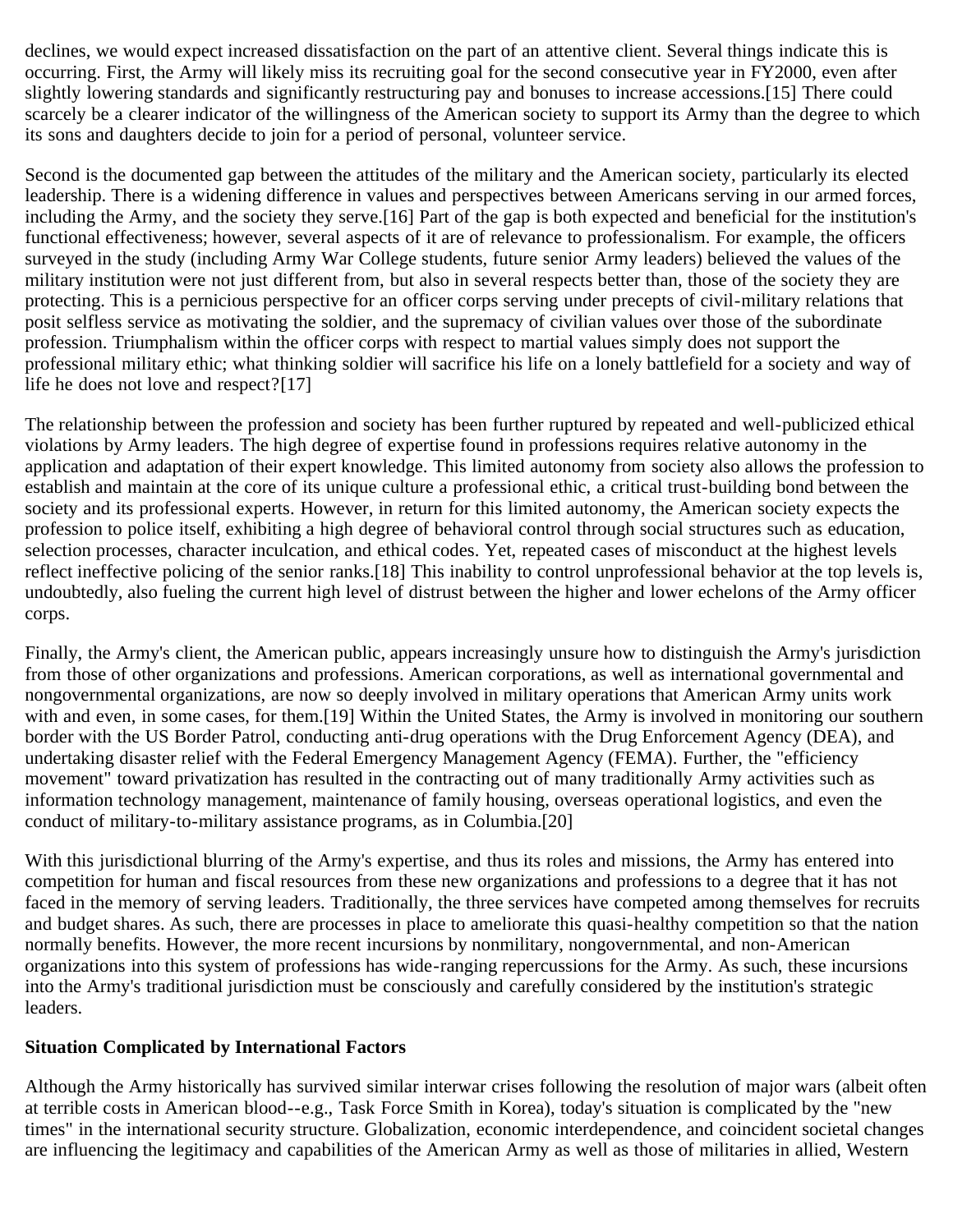declines, we would expect increased dissatisfaction on the part of an attentive client. Several things indicate this is occurring. First, the Army will likely miss its recruiting goal for the second consecutive year in FY2000, even after slightly lowering standards and significantly restructuring pay and bonuses to increase accessions.[15] There could scarcely be a clearer indicator of the willingness of the American society to support its Army than the degree to which its sons and daughters decide to join for a period of personal, volunteer service.

Second is the documented gap between the attitudes of the military and the American society, particularly its elected leadership. There is a widening difference in values and perspectives between Americans serving in our armed forces, including the Army, and the society they serve.[16] Part of the gap is both expected and beneficial for the institution's functional effectiveness; however, several aspects of it are of relevance to professionalism. For example, the officers surveyed in the study (including Army War College students, future senior Army leaders) believed the values of the military institution were not just different from, but also in several respects better than, those of the society they are protecting. This is a pernicious perspective for an officer corps serving under precepts of civil-military relations that posit selfless service as motivating the soldier, and the supremacy of civilian values over those of the subordinate profession. Triumphalism within the officer corps with respect to martial values simply does not support the professional military ethic; what thinking soldier will sacrifice his life on a lonely battlefield for a society and way of life he does not love and respect?[17]

The relationship between the profession and society has been further ruptured by repeated and well-publicized ethical violations by Army leaders. The high degree of expertise found in professions requires relative autonomy in the application and adaptation of their expert knowledge. This limited autonomy from society also allows the profession to establish and maintain at the core of its unique culture a professional ethic, a critical trust-building bond between the society and its professional experts. However, in return for this limited autonomy, the American society expects the profession to police itself, exhibiting a high degree of behavioral control through social structures such as education, selection processes, character inculcation, and ethical codes. Yet, repeated cases of misconduct at the highest levels reflect ineffective policing of the senior ranks.[18] This inability to control unprofessional behavior at the top levels is, undoubtedly, also fueling the current high level of distrust between the higher and lower echelons of the Army officer corps.

Finally, the Army's client, the American public, appears increasingly unsure how to distinguish the Army's jurisdiction from those of other organizations and professions. American corporations, as well as international governmental and nongovernmental organizations, are now so deeply involved in military operations that American Army units work with and even, in some cases, for them.[19] Within the United States, the Army is involved in monitoring our southern border with the US Border Patrol, conducting anti-drug operations with the Drug Enforcement Agency (DEA), and undertaking disaster relief with the Federal Emergency Management Agency (FEMA). Further, the "efficiency movement" toward privatization has resulted in the contracting out of many traditionally Army activities such as information technology management, maintenance of family housing, overseas operational logistics, and even the conduct of military-to-military assistance programs, as in Columbia.[20]

With this jurisdictional blurring of the Army's expertise, and thus its roles and missions, the Army has entered into competition for human and fiscal resources from these new organizations and professions to a degree that it has not faced in the memory of serving leaders. Traditionally, the three services have competed among themselves for recruits and budget shares. As such, there are processes in place to ameliorate this quasi-healthy competition so that the nation normally benefits. However, the more recent incursions by nonmilitary, nongovernmental, and non-American organizations into this system of professions has wide-ranging repercussions for the Army. As such, these incursions into the Army's traditional jurisdiction must be consciously and carefully considered by the institution's strategic leaders.

**Situation Complicated by International Factors**

Although the Army historically has survived similar interwar crises following the resolution of major wars (albeit often at terrible costs in American blood--e.g., Task Force Smith in Korea), today's situation is complicated by the "new times" in the international security structure. Globalization, economic interdependence, and coincident societal changes are influencing the legitimacy and capabilities of the American Army as well as those of militaries in allied, Western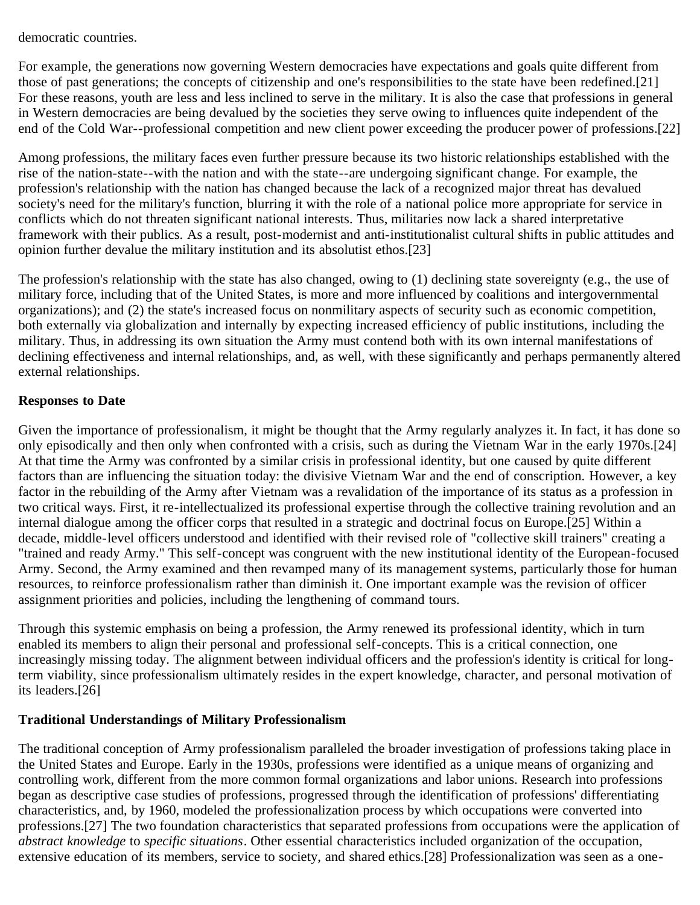democratic countries.

For example, the generations now governing Western democracies have expectations and goals quite different from those of past generations; the concepts of citizenship and one's responsibilities to the state have been redefined.[21] For these reasons, youth are less and less inclined to serve in the military. It is also the case that professions in general in Western democracies are being devalued by the societies they serve owing to influences quite independent of the end of the Cold War--professional competition and new client power exceeding the producer power of professions.[22]

Among professions, the military faces even further pressure because its two historic relationships established with the rise of the nation-state--with the nation and with the state--are undergoing significant change. For example, the profession's relationship with the nation has changed because the lack of a recognized major threat has devalued society's need for the military's function, blurring it with the role of a national police more appropriate for service in conflicts which do not threaten significant national interests. Thus, militaries now lack a shared interpretative framework with their publics. As a result, post-modernist and anti-institutionalist cultural shifts in public attitudes and opinion further devalue the military institution and its absolutist ethos.[23]

The profession's relationship with the state has also changed, owing to (1) declining state sovereignty (e.g., the use of military force, including that of the United States, is more and more influenced by coalitions and intergovernmental organizations); and (2) the state's increased focus on nonmilitary aspects of security such as economic competition, both externally via globalization and internally by expecting increased efficiency of public institutions, including the military. Thus, in addressing its own situation the Army must contend both with its own internal manifestations of declining effectiveness and internal relationships, and, as well, with these significantly and perhaps permanently altered external relationships.

**Responses to Date**

Given the importance of professionalism, it might be thought that the Army regularly analyzes it. In fact, it has done so only episodically and then only when confronted with a crisis, such as during the Vietnam War in the early 1970s.[24] At that time the Army was confronted by a similar crisis in professional identity, but one caused by quite different factors than are influencing the situation today: the divisive Vietnam War and the end of conscription. However, a key factor in the rebuilding of the Army after Vietnam was a revalidation of the importance of its status as a profession in two critical ways. First, it re-intellectualized its professional expertise through the collective training revolution and an internal dialogue among the officer corps that resulted in a strategic and doctrinal focus on Europe.[25] Within a decade, middle-level officers understood and identified with their revised role of "collective skill trainers" creating a "trained and ready Army." This self-concept was congruent with the new institutional identity of the European-focused Army. Second, the Army examined and then revamped many of its management systems, particularly those for human resources, to reinforce professionalism rather than diminish it. One important example was the revision of officer assignment priorities and policies, including the lengthening of command tours.

Through this systemic emphasis on being a profession, the Army renewed its professional identity, which in turn enabled its members to align their personal and professional self-concepts. This is a critical connection, one increasingly missing today. The alignment between individual officers and the profession's identity is critical for long-term viability, since professionalism ultimately resides in the expert knowledge, character, and personal motivation of its leaders.[26]

**Traditional Understandings of Military Professionalism**

The traditional conception of Army professionalism paralleled the broader investigation of professions taking place in the United States and Europe. Early in the 1930s, professions were identified as a unique means of organizing and controlling work, different from the more common formal organizations and labor unions. Research into professions began as descriptive case studies of professions, progressed through the identification of professions' differentiating characteristics, and, by 1960, modeled the professionalization process by which occupations were converted into professions.[27] The two foundation characteristics that separated professions from occupations were the application of *abstract knowledge* to *specific situations*. Other essential characteristics included organization of the occupation, extensive education of its members, service to society, and shared ethics.[28] Professionalization was seen as a one-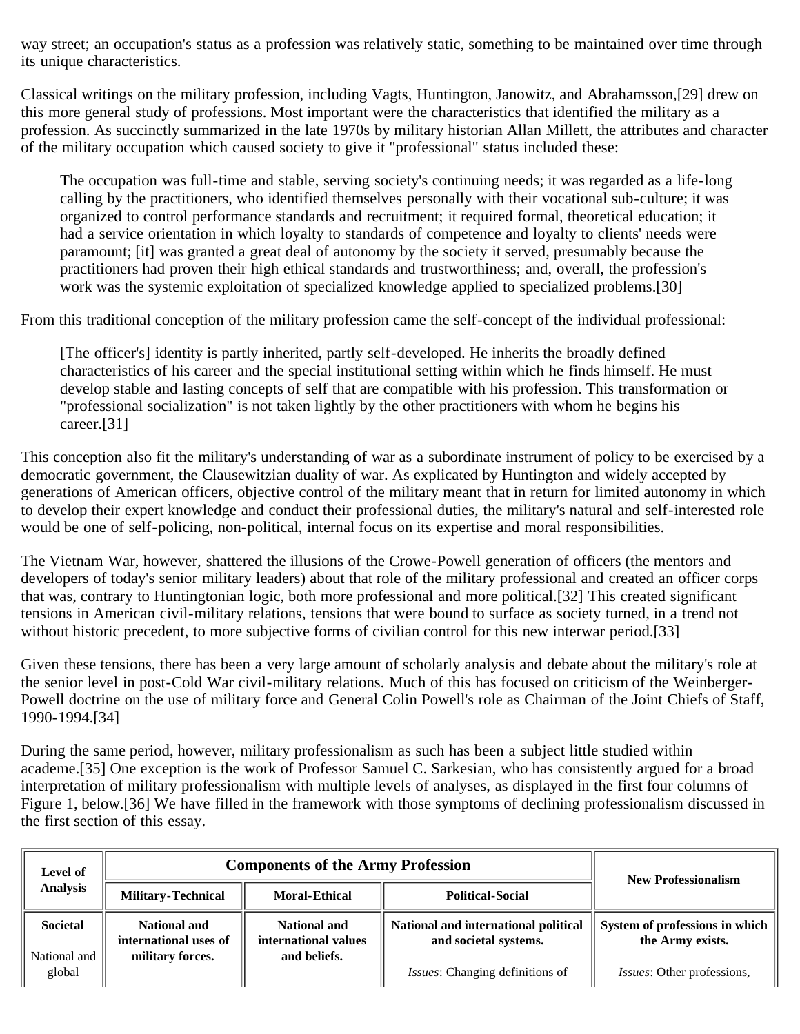way street; an occupation's status as a profession was relatively static, something to be maintained over time through its unique characteristics.

Classical writings on the military profession, including Vagts, Huntington, Janowitz, and Abrahamsson,[29] drew on this more general study of professions. Most important were the characteristics that identified the military as a profession. As succinctly summarized in the late 1970s by military historian Allan Millett, the attributes and character of the military occupation which caused society to give it "professional" status included these:

> The occupation was full-time and stable, serving society's continuing needs; it was regarded as a life-long calling by the practitioners, who identified themselves personally with their vocational sub-culture; it was organized to control performance standards and recruitment; it required formal, theoretical education; it had a service orientation in which loyalty to standards of competence and loyalty to clients' needs were paramount; [it] was granted a great deal of autonomy by the society it served, presumably because the practitioners had proven their high ethical standards and trustworthiness; and, overall, the profession's work was the systemic exploitation of specialized knowledge applied to specialized problems.[30]

From this traditional conception of the military profession came the self-concept of the individual professional:

> [The officer's] identity is partly inherited, partly self-developed. He inherits the broadly defined characteristics of his career and the special institutional setting within which he finds himself. He must develop stable and lasting concepts of self that are compatible with his profession. This transformation or "professional socialization" is not taken lightly by the other practitioners with whom he begins his career.[31]

This conception also fit the military's understanding of war as a subordinate instrument of policy to be exercised by a democratic government, the Clausewitzian duality of war. As explicated by Huntington and widely accepted by generations of American officers, objective control of the military meant that in return for limited autonomy in which to develop their expert knowledge and conduct their professional duties, the military's natural and self-interested role would be one of self-policing, non-political, internal focus on its expertise and moral responsibilities.

The Vietnam War, however, shattered the illusions of the Crowe-Powell generation of officers (the mentors and developers of today's senior military leaders) about that role of the military professional and created an officer corps that was, contrary to Huntingtonian logic, both more professional and more political.[32] This created significant tensions in American civil-military relations, tensions that were bound to surface as society turned, in a trend not without historic precedent, to more subjective forms of civilian control for this new interwar period.[33]

Given these tensions, there has been a very large amount of scholarly analysis and debate about the military's role at the senior level in post-Cold War civil-military relations. Much of this has focused on criticism of the Weinberger-Powell doctrine on the use of military force and General Colin Powell's role as Chairman of the Joint Chiefs of Staff, 1990-1994.[34]

During the same period, however, military professionalism as such has been a subject little studied within academe.[35] One exception is the work of Professor Samuel C. Sarkesian, who has consistently argued for a broad interpretation of military professionalism with multiple levels of analyses, as displayed in the first four columns of Figure 1, below.[36] We have filled in the framework with those symptoms of declining professionalism discussed in the first section of this essay.

| **Level of Analysis** | **Components of the Army Profession** | | | **New Professionalism** |
|---|---|---|---|---|
| | **Military-Technical** | **Moral-Ethical** | **Political-Social** | |
| **Societal**<br>National and global | **National and international uses of military forces.** | **National and international values and beliefs.** | **National and international political and societal systems.**<br>*Issues*: Changing definitions of | **System of professions in which the Army exists.**<br>*Issues*: Other professions, |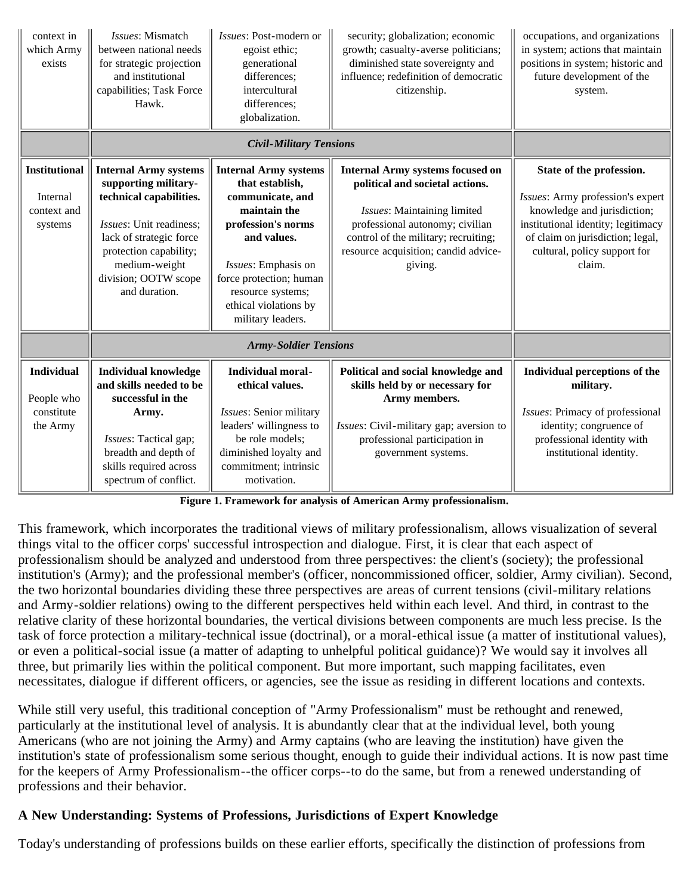| context in which Army exists | *Issues*: Mismatch between national needs for strategic projection and institutional capabilities; Task Force Hawk. | *Issues*: Post-modern or egoist ethic; generational differences; intercultural differences; globalization. | security; globalization; economic growth; casualty-averse politicians; diminished state sovereignty and influence; redefinition of democratic citizenship. | occupations, and organizations in system; actions that maintain positions in system; historic and future development of the system. |
|---|---|---|---|---|
| | ***Civil-Military Tensions*** | | | |
| **Institutional** Internal context and systems | **Internal Army systems supporting military-technical capabilities.** *Issues*: Unit readiness; lack of strategic force protection capability; medium-weight division; OOTW scope and duration. | **Internal Army systems that establish, communicate, and maintain the profession's norms and values.** *Issues*: Emphasis on force protection; human resource systems; ethical violations by military leaders. | **Internal Army systems focused on political and societal actions.** *Issues*: Maintaining limited professional autonomy; civilian control of the military; recruiting; resource acquisition; candid advice-giving. | **State of the profession.** *Issues*: Army profession's expert knowledge and jurisdiction; institutional identity; legitimacy of claim on jurisdiction; legal, cultural, policy support for claim. |
| | ***Army-Soldier Tensions*** | | | |
| **Individual** People who constitute the Army | **Individual knowledge and skills needed to be successful in the Army.** *Issues*: Tactical gap; breadth and depth of skills required across spectrum of conflict. | **Individual moral-ethical values.** *Issues*: Senior military leaders' willingness to be role models; diminished loyalty and commitment; intrinsic motivation. | **Political and social knowledge and skills held by or necessary for Army members.** *Issues*: Civil-military gap; aversion to professional participation in government systems. | **Individual perceptions of the military.** *Issues*: Primacy of professional identity; congruence of professional identity with institutional identity. |

**Figure 1. Framework for analysis of American Army professionalism.**

This framework, which incorporates the traditional views of military professionalism, allows visualization of several things vital to the officer corps' successful introspection and dialogue. First, it is clear that each aspect of professionalism should be analyzed and understood from three perspectives: the client's (society); the professional institution's (Army); and the professional member's (officer, noncommissioned officer, soldier, Army civilian). Second, the two horizontal boundaries dividing these three perspectives are areas of current tensions (civil-military relations and Army-soldier relations) owing to the different perspectives held within each level. And third, in contrast to the relative clarity of these horizontal boundaries, the vertical divisions between components are much less precise. Is the task of force protection a military-technical issue (doctrinal), or a moral-ethical issue (a matter of institutional values), or even a political-social issue (a matter of adapting to unhelpful political guidance)? We would say it involves all three, but primarily lies within the political component. But more important, such mapping facilitates, even necessitates, dialogue if different officers, or agencies, see the issue as residing in different locations and contexts.

While still very useful, this traditional conception of "Army Professionalism" must be rethought and renewed, particularly at the institutional level of analysis. It is abundantly clear that at the individual level, both young Americans (who are not joining the Army) and Army captains (who are leaving the institution) have given the institution's state of professionalism some serious thought, enough to guide their individual actions. It is now past time for the keepers of Army Professionalism--the officer corps--to do the same, but from a renewed understanding of professions and their behavior.

### A New Understanding: Systems of Professions, Jurisdictions of Expert Knowledge

Today's understanding of professions builds on these earlier efforts, specifically the distinction of professions from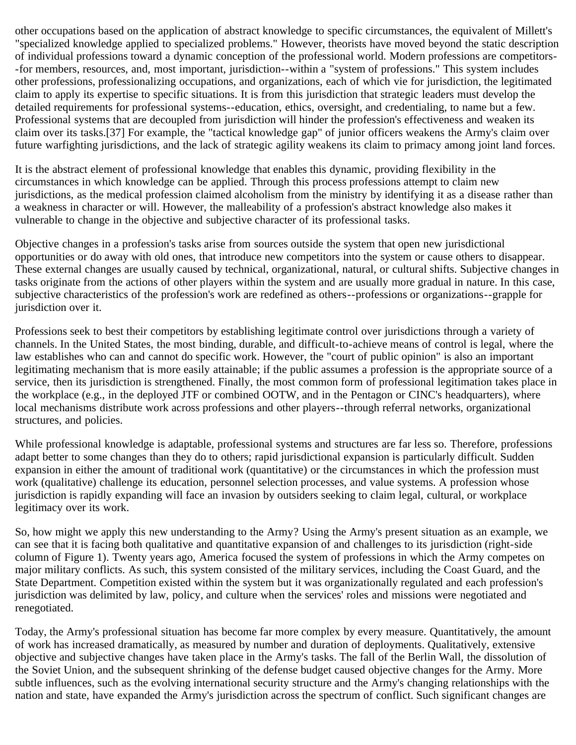other occupations based on the application of abstract knowledge to specific circumstances, the equivalent of Millett's "specialized knowledge applied to specialized problems." However, theorists have moved beyond the static description of individual professions toward a dynamic conception of the professional world. Modern professions are competitors--for members, resources, and, most important, jurisdiction--within a "system of professions." This system includes other professions, professionalizing occupations, and organizations, each of which vie for jurisdiction, the legitimated claim to apply its expertise to specific situations. It is from this jurisdiction that strategic leaders must develop the detailed requirements for professional systems--education, ethics, oversight, and credentialing, to name but a few. Professional systems that are decoupled from jurisdiction will hinder the profession's effectiveness and weaken its claim over its tasks.[37] For example, the "tactical knowledge gap" of junior officers weakens the Army's claim over future warfighting jurisdictions, and the lack of strategic agility weakens its claim to primacy among joint land forces.

It is the abstract element of professional knowledge that enables this dynamic, providing flexibility in the circumstances in which knowledge can be applied. Through this process professions attempt to claim new jurisdictions, as the medical profession claimed alcoholism from the ministry by identifying it as a disease rather than a weakness in character or will. However, the malleability of a profession's abstract knowledge also makes it vulnerable to change in the objective and subjective character of its professional tasks.

Objective changes in a profession's tasks arise from sources outside the system that open new jurisdictional opportunities or do away with old ones, that introduce new competitors into the system or cause others to disappear. These external changes are usually caused by technical, organizational, natural, or cultural shifts. Subjective changes in tasks originate from the actions of other players within the system and are usually more gradual in nature. In this case, subjective characteristics of the profession's work are redefined as others--professions or organizations--grapple for jurisdiction over it.

Professions seek to best their competitors by establishing legitimate control over jurisdictions through a variety of channels. In the United States, the most binding, durable, and difficult-to-achieve means of control is legal, where the law establishes who can and cannot do specific work. However, the "court of public opinion" is also an important legitimating mechanism that is more easily attainable; if the public assumes a profession is the appropriate source of a service, then its jurisdiction is strengthened. Finally, the most common form of professional legitimation takes place in the workplace (e.g., in the deployed JTF or combined OOTW, and in the Pentagon or CINC's headquarters), where local mechanisms distribute work across professions and other players--through referral networks, organizational structures, and policies.

While professional knowledge is adaptable, professional systems and structures are far less so. Therefore, professions adapt better to some changes than they do to others; rapid jurisdictional expansion is particularly difficult. Sudden expansion in either the amount of traditional work (quantitative) or the circumstances in which the profession must work (qualitative) challenge its education, personnel selection processes, and value systems. A profession whose jurisdiction is rapidly expanding will face an invasion by outsiders seeking to claim legal, cultural, or workplace legitimacy over its work.

So, how might we apply this new understanding to the Army? Using the Army's present situation as an example, we can see that it is facing both qualitative and quantitative expansion of and challenges to its jurisdiction (right-side column of Figure 1). Twenty years ago, America focused the system of professions in which the Army competes on major military conflicts. As such, this system consisted of the military services, including the Coast Guard, and the State Department. Competition existed within the system but it was organizationally regulated and each profession's jurisdiction was delimited by law, policy, and culture when the services' roles and missions were negotiated and renegotiated.

Today, the Army's professional situation has become far more complex by every measure. Quantitatively, the amount of work has increased dramatically, as measured by number and duration of deployments. Qualitatively, extensive objective and subjective changes have taken place in the Army's tasks. The fall of the Berlin Wall, the dissolution of the Soviet Union, and the subsequent shrinking of the defense budget caused objective changes for the Army. More subtle influences, such as the evolving international security structure and the Army's changing relationships with the nation and state, have expanded the Army's jurisdiction across the spectrum of conflict. Such significant changes are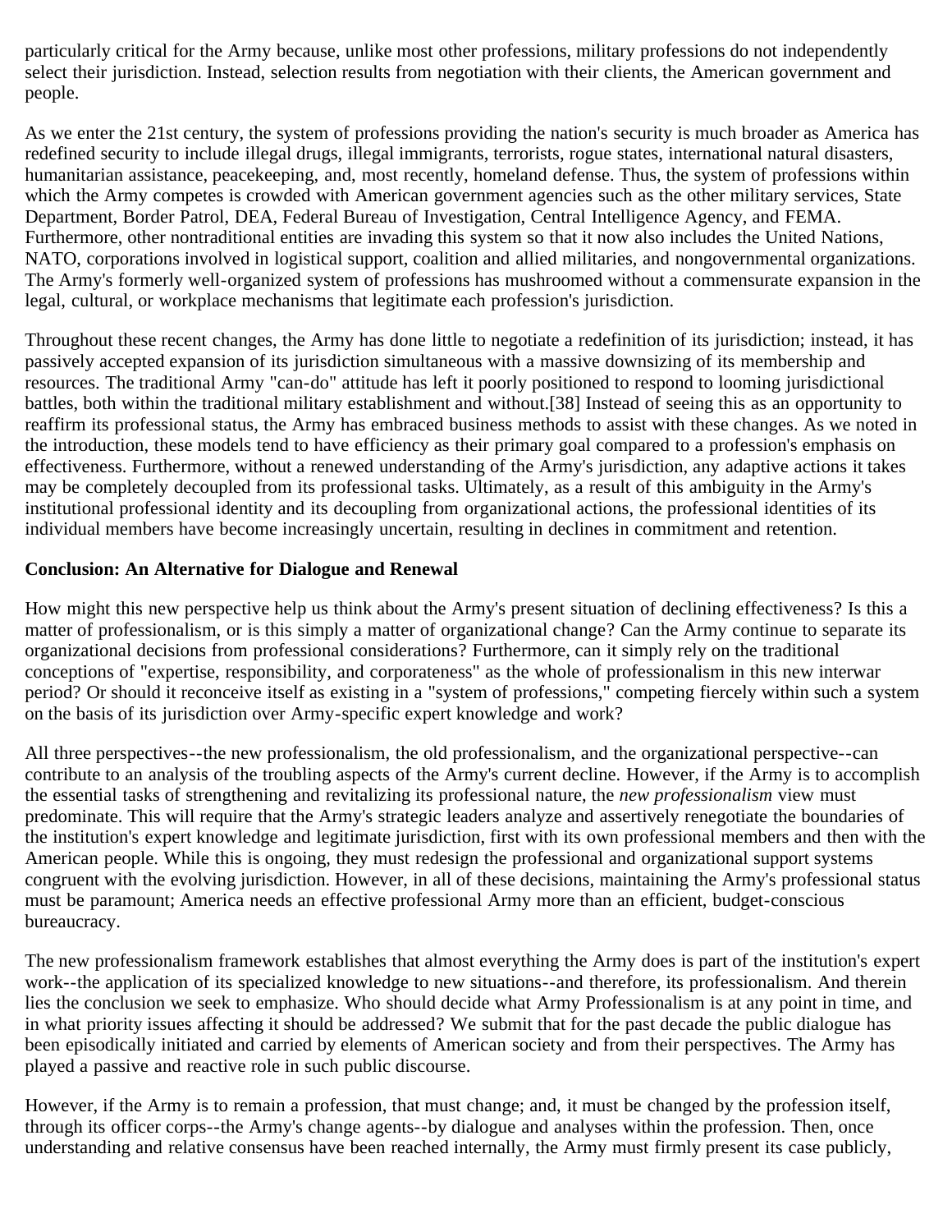particularly critical for the Army because, unlike most other professions, military professions do not independently select their jurisdiction. Instead, selection results from negotiation with their clients, the American government and people.

As we enter the 21st century, the system of professions providing the nation's security is much broader as America has redefined security to include illegal drugs, illegal immigrants, terrorists, rogue states, international natural disasters, humanitarian assistance, peacekeeping, and, most recently, homeland defense. Thus, the system of professions within which the Army competes is crowded with American government agencies such as the other military services, State Department, Border Patrol, DEA, Federal Bureau of Investigation, Central Intelligence Agency, and FEMA. Furthermore, other nontraditional entities are invading this system so that it now also includes the United Nations, NATO, corporations involved in logistical support, coalition and allied militaries, and nongovernmental organizations. The Army's formerly well-organized system of professions has mushroomed without a commensurate expansion in the legal, cultural, or workplace mechanisms that legitimate each profession's jurisdiction.

Throughout these recent changes, the Army has done little to negotiate a redefinition of its jurisdiction; instead, it has passively accepted expansion of its jurisdiction simultaneous with a massive downsizing of its membership and resources. The traditional Army "can-do" attitude has left it poorly positioned to respond to looming jurisdictional battles, both within the traditional military establishment and without.[38] Instead of seeing this as an opportunity to reaffirm its professional status, the Army has embraced business methods to assist with these changes. As we noted in the introduction, these models tend to have efficiency as their primary goal compared to a profession's emphasis on effectiveness. Furthermore, without a renewed understanding of the Army's jurisdiction, any adaptive actions it takes may be completely decoupled from its professional tasks. Ultimately, as a result of this ambiguity in the Army's institutional professional identity and its decoupling from organizational actions, the professional identities of its individual members have become increasingly uncertain, resulting in declines in commitment and retention.

**Conclusion: An Alternative for Dialogue and Renewal**

How might this new perspective help us think about the Army's present situation of declining effectiveness? Is this a matter of professionalism, or is this simply a matter of organizational change? Can the Army continue to separate its organizational decisions from professional considerations? Furthermore, can it simply rely on the traditional conceptions of "expertise, responsibility, and corporateness" as the whole of professionalism in this new interwar period? Or should it reconceive itself as existing in a "system of professions," competing fiercely within such a system on the basis of its jurisdiction over Army-specific expert knowledge and work?

All three perspectives--the new professionalism, the old professionalism, and the organizational perspective--can contribute to an analysis of the troubling aspects of the Army's current decline. However, if the Army is to accomplish the essential tasks of strengthening and revitalizing its professional nature, the *new professionalism* view must predominate. This will require that the Army's strategic leaders analyze and assertively renegotiate the boundaries of the institution's expert knowledge and legitimate jurisdiction, first with its own professional members and then with the American people. While this is ongoing, they must redesign the professional and organizational support systems congruent with the evolving jurisdiction. However, in all of these decisions, maintaining the Army's professional status must be paramount; America needs an effective professional Army more than an efficient, budget-conscious bureaucracy.

The new professionalism framework establishes that almost everything the Army does is part of the institution's expert work--the application of its specialized knowledge to new situations--and therefore, its professionalism. And therein lies the conclusion we seek to emphasize. Who should decide what Army Professionalism is at any point in time, and in what priority issues affecting it should be addressed? We submit that for the past decade the public dialogue has been episodically initiated and carried by elements of American society and from their perspectives. The Army has played a passive and reactive role in such public discourse.

However, if the Army is to remain a profession, that must change; and, it must be changed by the profession itself, through its officer corps--the Army's change agents--by dialogue and analyses within the profession. Then, once understanding and relative consensus have been reached internally, the Army must firmly present its case publicly,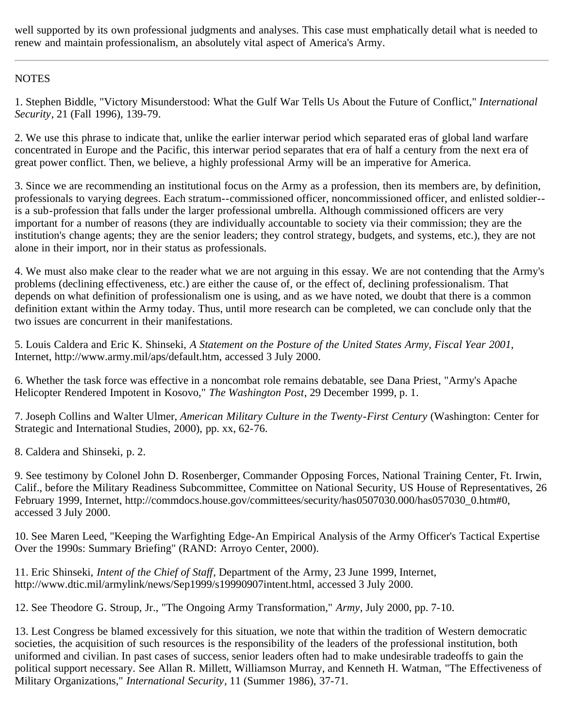well supported by its own professional judgments and analyses. This case must emphatically detail what is needed to renew and maintain professionalism, an absolutely vital aspect of America's Army.

---

NOTES

1. Stephen Biddle, "Victory Misunderstood: What the Gulf War Tells Us About the Future of Conflict," *International Security*, 21 (Fall 1996), 139-79.

2. We use this phrase to indicate that, unlike the earlier interwar period which separated eras of global land warfare concentrated in Europe and the Pacific, this interwar period separates that era of half a century from the next era of great power conflict. Then, we believe, a highly professional Army will be an imperative for America.

3. Since we are recommending an institutional focus on the Army as a profession, then its members are, by definition, professionals to varying degrees. Each stratum--commissioned officer, noncommissioned officer, and enlisted soldier--is a sub-profession that falls under the larger professional umbrella. Although commissioned officers are very important for a number of reasons (they are individually accountable to society via their commission; they are the institution's change agents; they are the senior leaders; they control strategy, budgets, and systems, etc.), they are not alone in their import, nor in their status as professionals.

4. We must also make clear to the reader what we are not arguing in this essay. We are not contending that the Army's problems (declining effectiveness, etc.) are either the cause of, or the effect of, declining professionalism. That depends on what definition of professionalism one is using, and as we have noted, we doubt that there is a common definition extant within the Army today. Thus, until more research can be completed, we can conclude only that the two issues are concurrent in their manifestations.

5. Louis Caldera and Eric K. Shinseki, *A Statement on the Posture of the United States Army, Fiscal Year 2001*, Internet, http://www.army.mil/aps/default.htm, accessed 3 July 2000.

6. Whether the task force was effective in a noncombat role remains debatable, see Dana Priest, "Army's Apache Helicopter Rendered Impotent in Kosovo," *The Washington Post*, 29 December 1999, p. 1.

7. Joseph Collins and Walter Ulmer, *American Military Culture in the Twenty-First Century* (Washington: Center for Strategic and International Studies, 2000), pp. xx, 62-76.

8. Caldera and Shinseki, p. 2.

9. See testimony by Colonel John D. Rosenberger, Commander Opposing Forces, National Training Center, Ft. Irwin, Calif., before the Military Readiness Subcommittee, Committee on National Security, US House of Representatives, 26 February 1999, Internet, http://commdocs.house.gov/committees/security/has0507030.000/has057030_0.htm#0, accessed 3 July 2000.

10. See Maren Leed, "Keeping the Warfighting Edge-An Empirical Analysis of the Army Officer's Tactical Expertise Over the 1990s: Summary Briefing" (RAND: Arroyo Center, 2000).

11. Eric Shinseki, *Intent of the Chief of Staff*, Department of the Army, 23 June 1999, Internet, http://www.dtic.mil/armylink/news/Sep1999/s19990907intent.html, accessed 3 July 2000.

12. See Theodore G. Stroup, Jr., "The Ongoing Army Transformation," *Army*, July 2000, pp. 7-10.

13. Lest Congress be blamed excessively for this situation, we note that within the tradition of Western democratic societies, the acquisition of such resources is the responsibility of the leaders of the professional institution, both uniformed and civilian. In past cases of success, senior leaders often had to make undesirable tradeoffs to gain the political support necessary. See Allan R. Millett, Williamson Murray, and Kenneth H. Watman, "The Effectiveness of Military Organizations," *International Security*, 11 (Summer 1986), 37-71.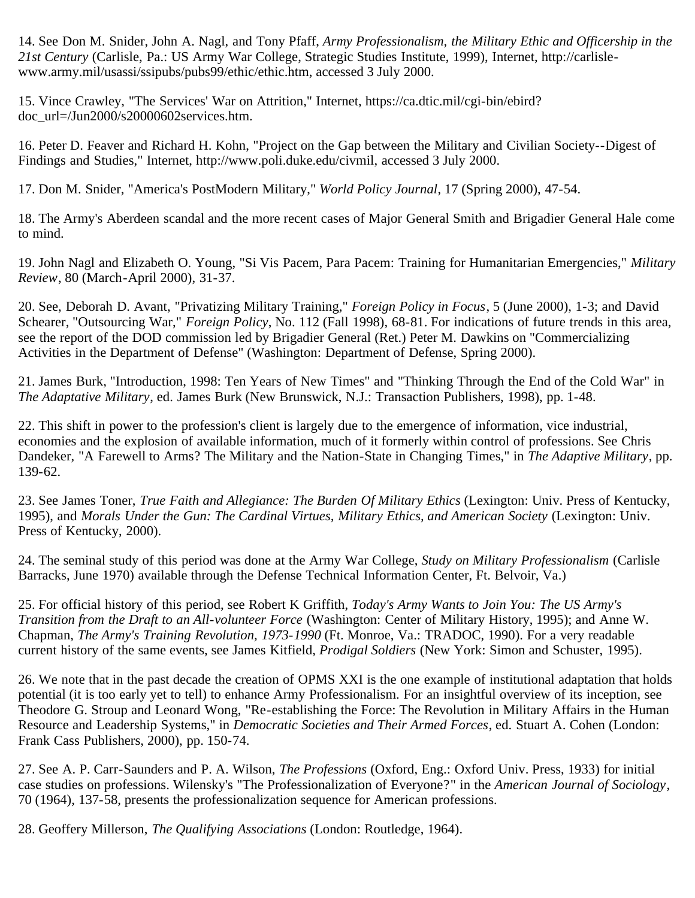14. See Don M. Snider, John A. Nagl, and Tony Pfaff, *Army Professionalism, the Military Ethic and Officership in the 21st Century* (Carlisle, Pa.: US Army War College, Strategic Studies Institute, 1999), Internet, http://carlisle-www.army.mil/usassi/ssipubs/pubs99/ethic/ethic.htm, accessed 3 July 2000.

15. Vince Crawley, "The Services' War on Attrition," Internet, https://ca.dtic.mil/cgi-bin/ebird?doc_url=/Jun2000/s20000602services.htm.

16. Peter D. Feaver and Richard H. Kohn, "Project on the Gap between the Military and Civilian Society--Digest of Findings and Studies," Internet, http://www.poli.duke.edu/civmil, accessed 3 July 2000.

17. Don M. Snider, "America's PostModern Military," *World Policy Journal*, 17 (Spring 2000), 47-54.

18. The Army's Aberdeen scandal and the more recent cases of Major General Smith and Brigadier General Hale come to mind.

19. John Nagl and Elizabeth O. Young, "Si Vis Pacem, Para Pacem: Training for Humanitarian Emergencies," *Military Review*, 80 (March-April 2000), 31-37.

20. See, Deborah D. Avant, "Privatizing Military Training," *Foreign Policy in Focus*, 5 (June 2000), 1-3; and David Schearer, "Outsourcing War," *Foreign Policy*, No. 112 (Fall 1998), 68-81. For indications of future trends in this area, see the report of the DOD commission led by Brigadier General (Ret.) Peter M. Dawkins on "Commercializing Activities in the Department of Defense" (Washington: Department of Defense, Spring 2000).

21. James Burk, "Introduction, 1998: Ten Years of New Times" and "Thinking Through the End of the Cold War" in *The Adaptative Military*, ed. James Burk (New Brunswick, N.J.: Transaction Publishers, 1998), pp. 1-48.

22. This shift in power to the profession's client is largely due to the emergence of information, vice industrial, economies and the explosion of available information, much of it formerly within control of professions. See Chris Dandeker, "A Farewell to Arms? The Military and the Nation-State in Changing Times," in *The Adaptive Military*, pp. 139-62.

23. See James Toner, *True Faith and Allegiance: The Burden Of Military Ethics* (Lexington: Univ. Press of Kentucky, 1995), and *Morals Under the Gun: The Cardinal Virtues, Military Ethics, and American Society* (Lexington: Univ. Press of Kentucky, 2000).

24. The seminal study of this period was done at the Army War College, *Study on Military Professionalism* (Carlisle Barracks, June 1970) available through the Defense Technical Information Center, Ft. Belvoir, Va.)

25. For official history of this period, see Robert K Griffith, *Today's Army Wants to Join You: The US Army's Transition from the Draft to an All-volunteer Force* (Washington: Center of Military History, 1995); and Anne W. Chapman, *The Army's Training Revolution, 1973-1990* (Ft. Monroe, Va.: TRADOC, 1990). For a very readable current history of the same events, see James Kitfield, *Prodigal Soldiers* (New York: Simon and Schuster, 1995).

26. We note that in the past decade the creation of OPMS XXI is the one example of institutional adaptation that holds potential (it is too early yet to tell) to enhance Army Professionalism. For an insightful overview of its inception, see Theodore G. Stroup and Leonard Wong, "Re-establishing the Force: The Revolution in Military Affairs in the Human Resource and Leadership Systems," in *Democratic Societies and Their Armed Forces*, ed. Stuart A. Cohen (London: Frank Cass Publishers, 2000), pp. 150-74.

27. See A. P. Carr-Saunders and P. A. Wilson, *The Professions* (Oxford, Eng.: Oxford Univ. Press, 1933) for initial case studies on professions. Wilensky's "The Professionalization of Everyone?" in the *American Journal of Sociology*, 70 (1964), 137-58, presents the professionalization sequence for American professions.

28. Geoffery Millerson, *The Qualifying Associations* (London: Routledge, 1964).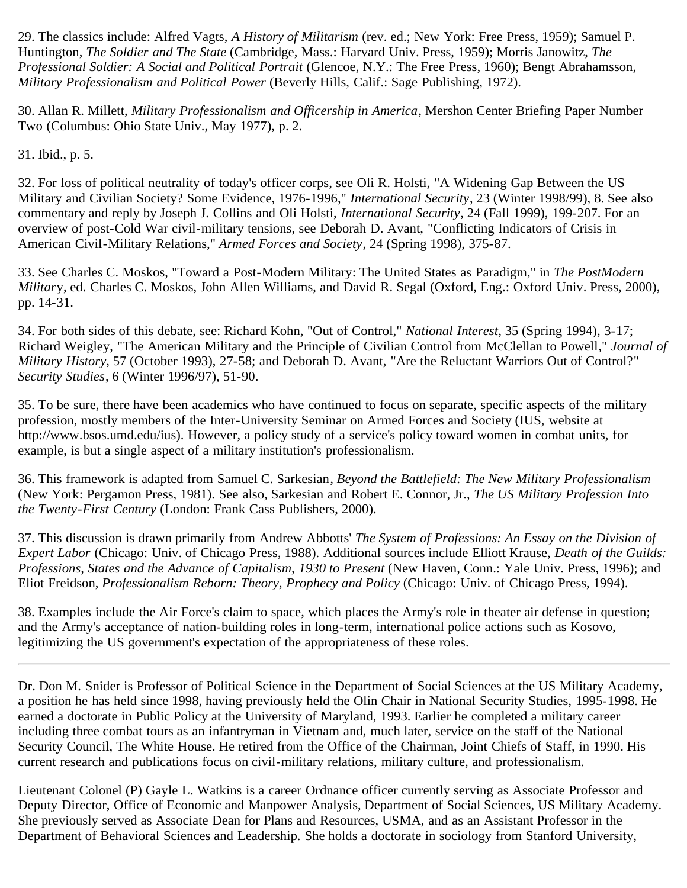29. The classics include: Alfred Vagts, *A History of Militarism* (rev. ed.; New York: Free Press, 1959); Samuel P. Huntington, *The Soldier and The State* (Cambridge, Mass.: Harvard Univ. Press, 1959); Morris Janowitz, *The Professional Soldier: A Social and Political Portrait* (Glencoe, N.Y.: The Free Press, 1960); Bengt Abrahamsson, *Military Professionalism and Political Power* (Beverly Hills, Calif.: Sage Publishing, 1972).

30. Allan R. Millett, *Military Professionalism and Officership in America*, Mershon Center Briefing Paper Number Two (Columbus: Ohio State Univ., May 1977), p. 2.

31. Ibid., p. 5.

32. For loss of political neutrality of today's officer corps, see Oli R. Holsti, "A Widening Gap Between the US Military and Civilian Society? Some Evidence, 1976-1996," *International Security*, 23 (Winter 1998/99), 8. See also commentary and reply by Joseph J. Collins and Oli Holsti, *International Security*, 24 (Fall 1999), 199-207. For an overview of post-Cold War civil-military tensions, see Deborah D. Avant, "Conflicting Indicators of Crisis in American Civil-Military Relations," *Armed Forces and Society*, 24 (Spring 1998), 375-87.

33. See Charles C. Moskos, "Toward a Post-Modern Military: The United States as Paradigm," in *The PostModern Military*, ed. Charles C. Moskos, John Allen Williams, and David R. Segal (Oxford, Eng.: Oxford Univ. Press, 2000), pp. 14-31.

34. For both sides of this debate, see: Richard Kohn, "Out of Control," *National Interest*, 35 (Spring 1994), 3-17; Richard Weigley, "The American Military and the Principle of Civilian Control from McClellan to Powell," *Journal of Military History*, 57 (October 1993), 27-58; and Deborah D. Avant, "Are the Reluctant Warriors Out of Control?" *Security Studies*, 6 (Winter 1996/97), 51-90.

35. To be sure, there have been academics who have continued to focus on separate, specific aspects of the military profession, mostly members of the Inter-University Seminar on Armed Forces and Society (IUS, website at http://www.bsos.umd.edu/ius). However, a policy study of a service's policy toward women in combat units, for example, is but a single aspect of a military institution's professionalism.

36. This framework is adapted from Samuel C. Sarkesian, *Beyond the Battlefield: The New Military Professionalism* (New York: Pergamon Press, 1981). See also, Sarkesian and Robert E. Connor, Jr., *The US Military Profession Into the Twenty-First Century* (London: Frank Cass Publishers, 2000).

37. This discussion is drawn primarily from Andrew Abbotts' *The System of Professions: An Essay on the Division of Expert Labor* (Chicago: Univ. of Chicago Press, 1988). Additional sources include Elliott Krause, *Death of the Guilds: Professions, States and the Advance of Capitalism, 1930 to Present* (New Haven, Conn.: Yale Univ. Press, 1996); and Eliot Freidson, *Professionalism Reborn: Theory, Prophecy and Policy* (Chicago: Univ. of Chicago Press, 1994).

38. Examples include the Air Force's claim to space, which places the Army's role in theater air defense in question; and the Army's acceptance of nation-building roles in long-term, international police actions such as Kosovo, legitimizing the US government's expectation of the appropriateness of these roles.

---

Dr. Don M. Snider is Professor of Political Science in the Department of Social Sciences at the US Military Academy, a position he has held since 1998, having previously held the Olin Chair in National Security Studies, 1995-1998. He earned a doctorate in Public Policy at the University of Maryland, 1993. Earlier he completed a military career including three combat tours as an infantryman in Vietnam and, much later, service on the staff of the National Security Council, The White House. He retired from the Office of the Chairman, Joint Chiefs of Staff, in 1990. His current research and publications focus on civil-military relations, military culture, and professionalism.

Lieutenant Colonel (P) Gayle L. Watkins is a career Ordnance officer currently serving as Associate Professor and Deputy Director, Office of Economic and Manpower Analysis, Department of Social Sciences, US Military Academy. She previously served as Associate Dean for Plans and Resources, USMA, and as an Assistant Professor in the Department of Behavioral Sciences and Leadership. She holds a doctorate in sociology from Stanford University,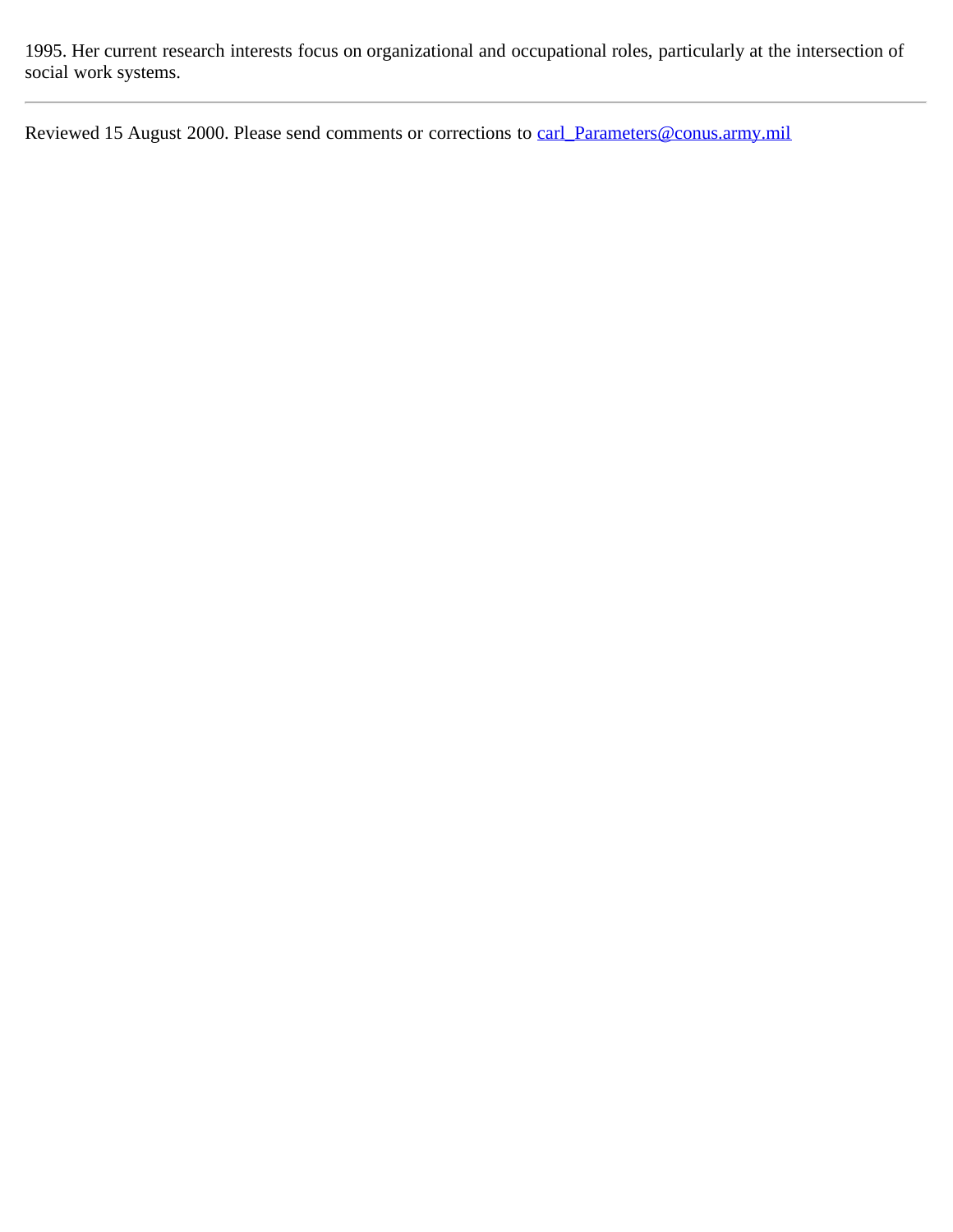1995. Her current research interests focus on organizational and occupational roles, particularly at the intersection of social work systems.

---

Reviewed 15 August 2000. Please send comments or corrections to [carl_Parameters@conus.army.mil](mailto:carl_Parameters@conus.army.mil)